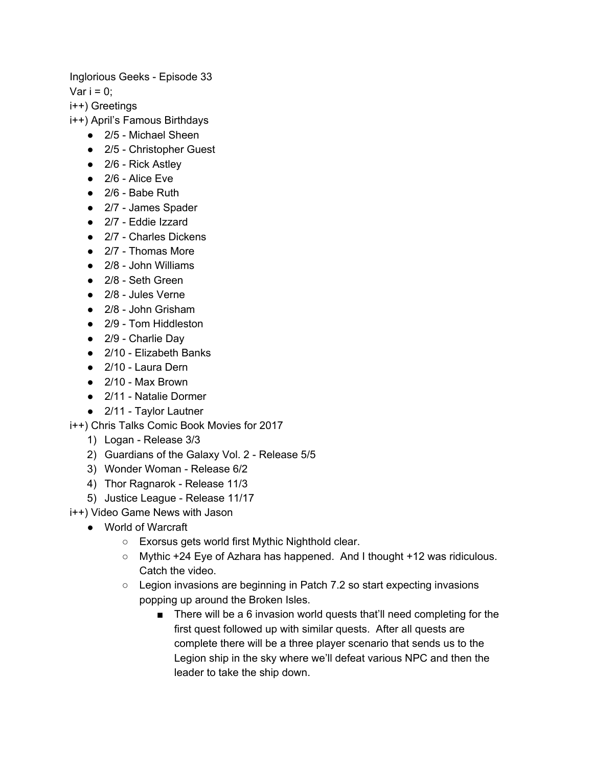Inglorious Geeks - Episode 33

Var i = 0;

i++) Greetings

i++) April's Famous Birthdays

- 2/5 - Michael Sheen
- 2/5 - Christopher Guest
- 2/6 - Rick Astley
- 2/6 - Alice Eve
- 2/6 - Babe Ruth
- 2/7 - James Spader
- 2/7 - Eddie Izzard
- 2/7 - Charles Dickens
- 2/7 - Thomas More
- 2/8 - John Williams
- 2/8 - Seth Green
- 2/8 - Jules Verne
- 2/8 - John Grisham
- 2/9 - Tom Hiddleston
- 2/9 - Charlie Day
- 2/10 - Elizabeth Banks
- 2/10 - Laura Dern
- 2/10 - Max Brown
- 2/11 - Natalie Dormer
- 2/11 - Taylor Lautner

i++) Chris Talks Comic Book Movies for 2017

1) Logan - Release 3/3
2) Guardians of the Galaxy Vol. 2 - Release 5/5
3) Wonder Woman - Release 6/2
4) Thor Ragnarok - Release 11/3
5) Justice League - Release 11/17

i++) Video Game News with Jason

- World of Warcraft
    - Exorsus gets world first Mythic Nighthold clear.
    - Mythic +24 Eye of Azhara has happened. And I thought +12 was ridiculous. Catch the video.
    - Legion invasions are beginning in Patch 7.2 so start expecting invasions popping up around the Broken Isles.
        - There will be a 6 invasion world quests that'll need completing for the first quest followed up with similar quests. After all quests are complete there will be a three player scenario that sends us to the Legion ship in the sky where we'll defeat various NPC and then the leader to take the ship down.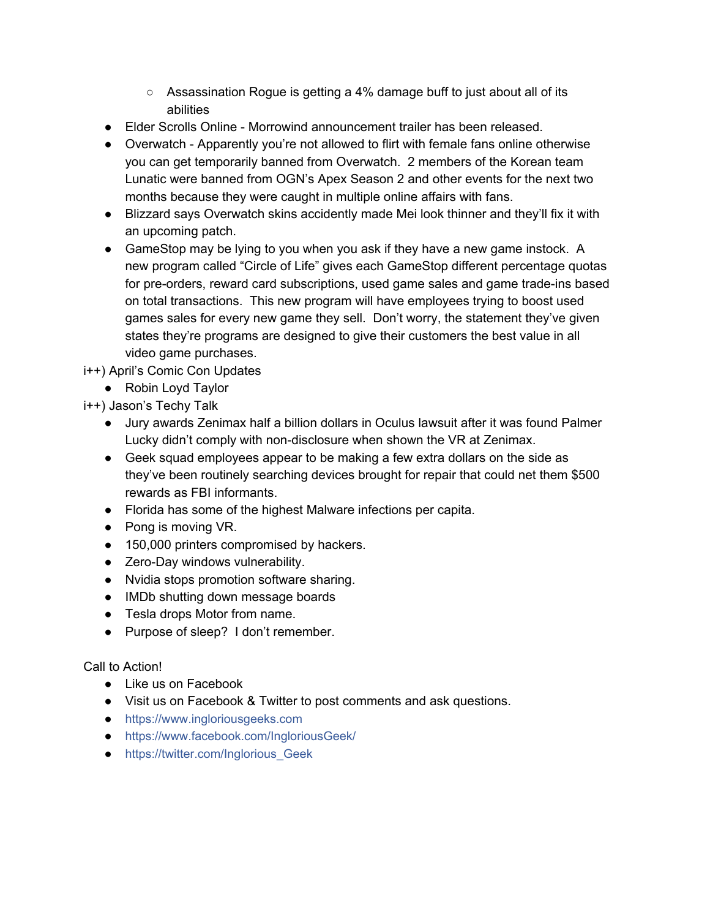- Assassination Rogue is getting a 4% damage buff to just about all of its abilities
- Elder Scrolls Online - Morrowind announcement trailer has been released.
- Overwatch - Apparently you're not allowed to flirt with female fans online otherwise you can get temporarily banned from Overwatch.  2 members of the Korean team Lunatic were banned from OGN's Apex Season 2 and other events for the next two months because they were caught in multiple online affairs with fans.
- Blizzard says Overwatch skins accidently made Mei look thinner and they'll fix it with an upcoming patch.
- GameStop may be lying to you when you ask if they have a new game instock.  A new program called "Circle of Life" gives each GameStop different percentage quotas for pre-orders, reward card subscriptions, used game sales and game trade-ins based on total transactions.  This new program will have employees trying to boost used games sales for every new game they sell.  Don't worry, the statement they've given states they're programs are designed to give their customers the best value in all video game purchases.

i++) April's Comic Con Updates

- Robin Loyd Taylor

i++) Jason's Techy Talk

- Jury awards Zenimax half a billion dollars in Oculus lawsuit after it was found Palmer Lucky didn't comply with non-disclosure when shown the VR at Zenimax.
- Geek squad employees appear to be making a few extra dollars on the side as they've been routinely searching devices brought for repair that could net them $500 rewards as FBI informants.
- Florida has some of the highest Malware infections per capita.
- Pong is moving VR.
- 150,000 printers compromised by hackers.
- Zero-Day windows vulnerability.
- Nvidia stops promotion software sharing.
- IMDb shutting down message boards
- Tesla drops Motor from name.
- Purpose of sleep?  I don't remember.

Call to Action!

- Like us on Facebook
- Visit us on Facebook & Twitter to post comments and ask questions.
- https://www.ingloriousgeeks.com
- https://www.facebook.com/IngloriousGeek/
- https://twitter.com/Inglorious_Geek